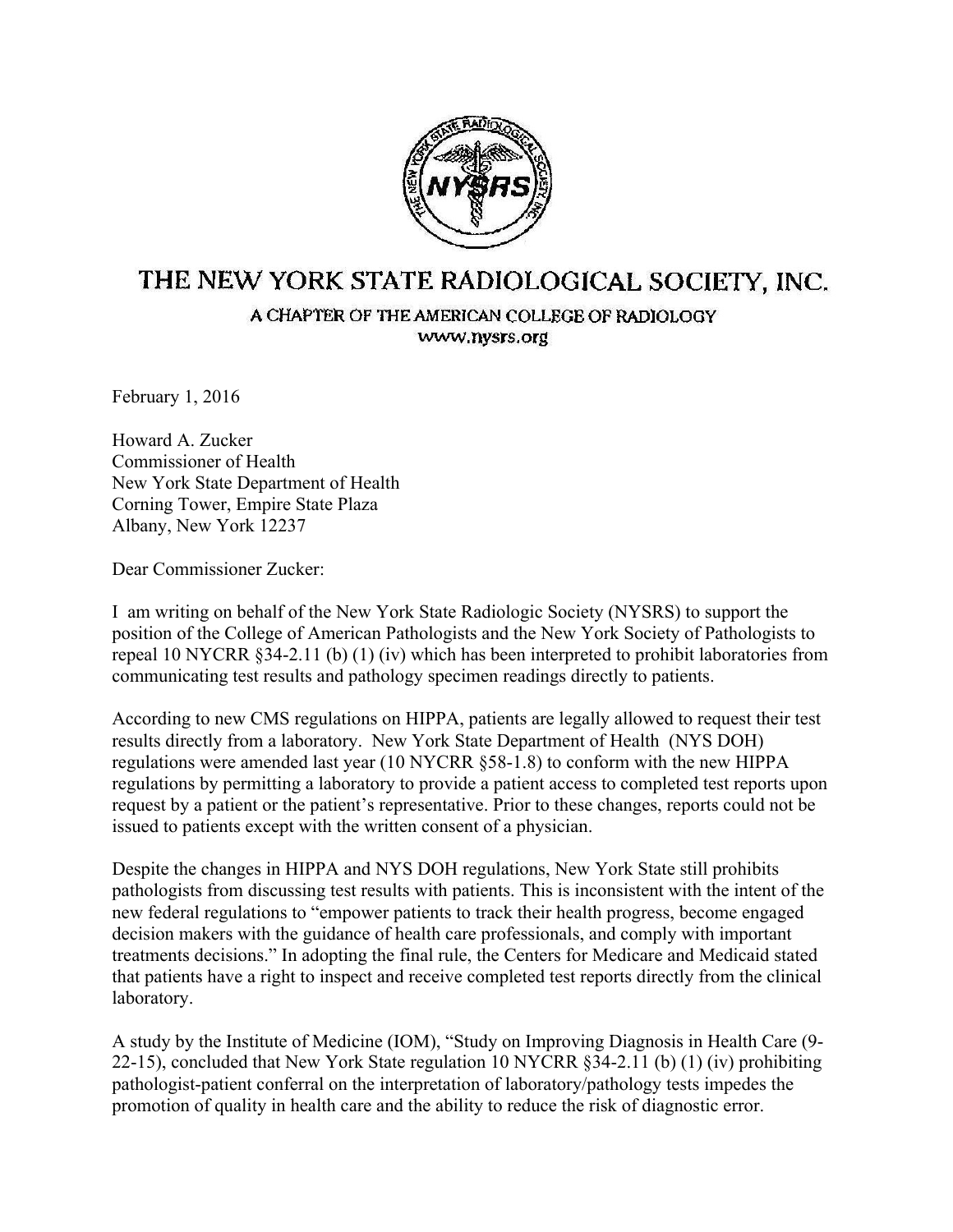# THE NEW YORK STATE RADIOLOGICAL SOCIETY, INC.

A CHAPTER OF THE AMERICAN COLLEGE OF RADIOLOGY
www.nysrs.org

February 1, 2016

Howard A. Zucker
Commissioner of Health
New York State Department of Health
Corning Tower, Empire State Plaza
Albany, New York 12237

Dear Commissioner Zucker:

I am writing on behalf of the New York State Radiologic Society (NYSRS) to support the position of the College of American Pathologists and the New York Society of Pathologists to repeal 10 NYCRR §34-2.11 (b) (1) (iv) which has been interpreted to prohibit laboratories from communicating test results and pathology specimen readings directly to patients.

According to new CMS regulations on HIPPA, patients are legally allowed to request their test results directly from a laboratory. New York State Department of Health (NYS DOH) regulations were amended last year (10 NYCRR §58-1.8) to conform with the new HIPPA regulations by permitting a laboratory to provide a patient access to completed test reports upon request by a patient or the patient's representative. Prior to these changes, reports could not be issued to patients except with the written consent of a physician.

Despite the changes in HIPPA and NYS DOH regulations, New York State still prohibits pathologists from discussing test results with patients. This is inconsistent with the intent of the new federal regulations to "empower patients to track their health progress, become engaged decision makers with the guidance of health care professionals, and comply with important treatments decisions." In adopting the final rule, the Centers for Medicare and Medicaid stated that patients have a right to inspect and receive completed test reports directly from the clinical laboratory.

A study by the Institute of Medicine (IOM), "Study on Improving Diagnosis in Health Care (9-22-15), concluded that New York State regulation 10 NYCRR §34-2.11 (b) (1) (iv) prohibiting pathologist-patient conferral on the interpretation of laboratory/pathology tests impedes the promotion of quality in health care and the ability to reduce the risk of diagnostic error.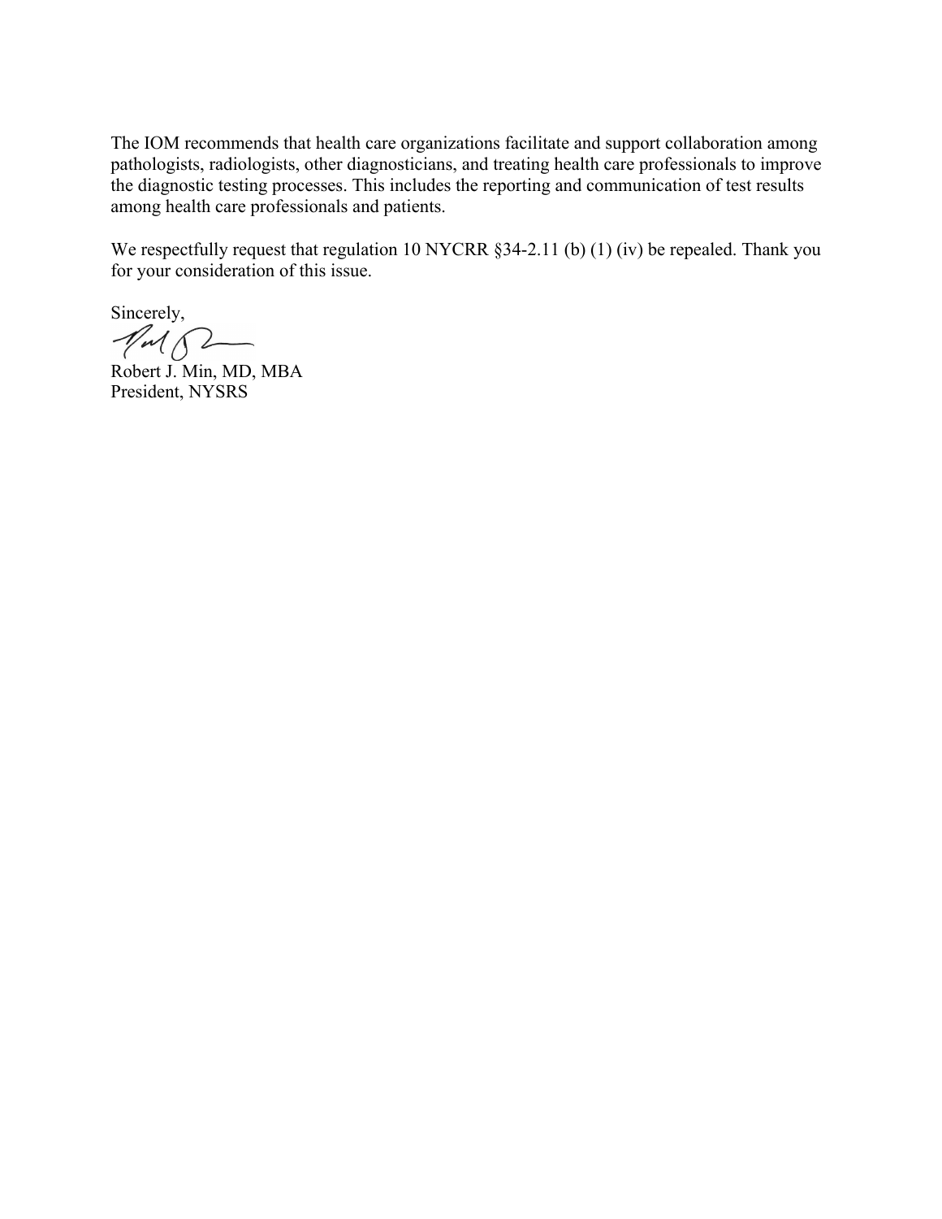The IOM recommends that health care organizations facilitate and support collaboration among pathologists, radiologists, other diagnosticians, and treating health care professionals to improve the diagnostic testing processes. This includes the reporting and communication of test results among health care professionals and patients.

We respectfully request that regulation 10 NYCRR §34-2.11 (b) (1) (iv) be repealed. Thank you for your consideration of this issue.

Sincerely,

Robert J. Min, MD, MBA
President, NYSRS